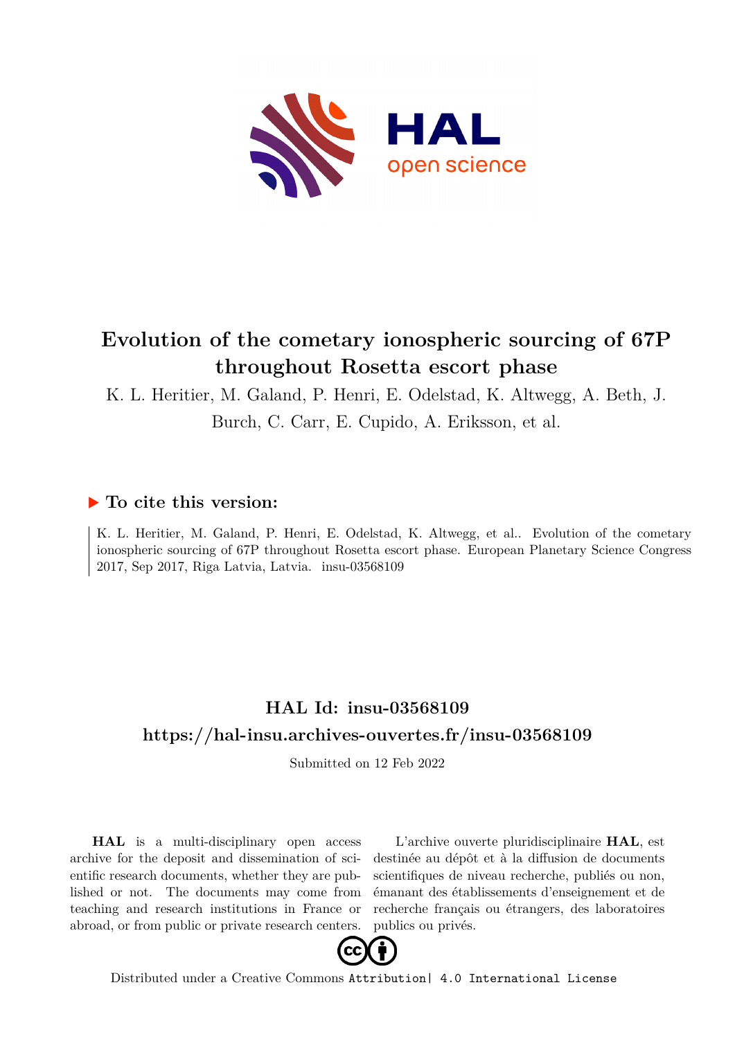# Evolution of the cometary ionospheric sourcing of 67P throughout Rosetta escort phase

K. L. Heritier, M. Galand, P. Henri, E. Odelstad, K. Altwegg, A. Beth, J. Burch, C. Carr, E. Cupido, A. Eriksson, et al.

## ▶ To cite this version:

K. L. Heritier, M. Galand, P. Henri, E. Odelstad, K. Altwegg, et al.. Evolution of the cometary ionospheric sourcing of 67P throughout Rosetta escort phase. European Planetary Science Congress 2017, Sep 2017, Riga Latvia, Latvia. insu-03568109

## HAL Id: insu-03568109

## https://hal-insu.archives-ouvertes.fr/insu-03568109

Submitted on 12 Feb 2022

**HAL** is a multi-disciplinary open access archive for the deposit and dissemination of scientific research documents, whether they are published or not. The documents may come from teaching and research institutions in France or abroad, or from public or private research centers.

L'archive ouverte pluridisciplinaire **HAL**, est destinée au dépôt et à la diffusion de documents scientifiques de niveau recherche, publiés ou non, émanant des établissements d'enseignement et de recherche français ou étrangers, des laboratoires publics ou privés.

Distributed under a Creative Commons Attribution| 4.0 International License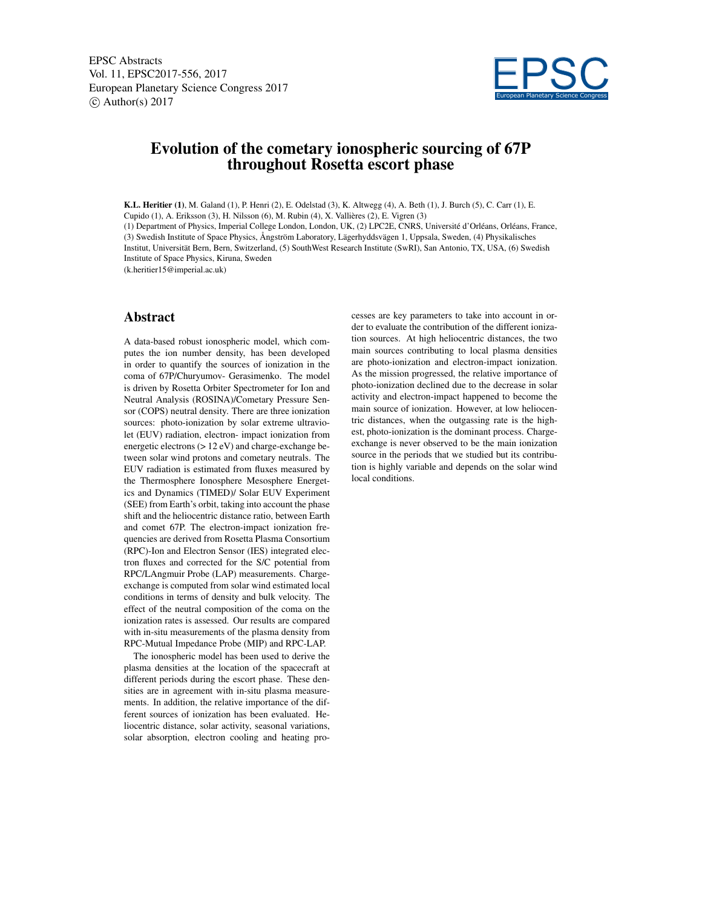# Evolution of the cometary ionospheric sourcing of 67P throughout Rosetta escort phase

**K.L. Heritier (1)**, M. Galand (1), P. Henri (2), E. Odelstad (3), K. Altwegg (4), A. Beth (1), J. Burch (5), C. Carr (1), E. Cupido (1), A. Eriksson (3), H. Nilsson (6), M. Rubin (4), X. Vallières (2), E. Vigren (3)

(1) Department of Physics, Imperial College London, London, UK, (2) LPC2E, CNRS, Université d'Orléans, Orléans, France, (3) Swedish Institute of Space Physics, Ångström Laboratory, Lägerhyddsvägen 1, Uppsala, Sweden, (4) Physikalisches Institut, Universität Bern, Bern, Switzerland, (5) SouthWest Research Institute (SwRI), San Antonio, TX, USA, (6) Swedish Institute of Space Physics, Kiruna, Sweden

(k.heritier15@imperial.ac.uk)

## Abstract

A data-based robust ionospheric model, which computes the ion number density, has been developed in order to quantify the sources of ionization in the coma of 67P/Churyumov- Gerasimenko. The model is driven by Rosetta Orbiter Spectrometer for Ion and Neutral Analysis (ROSINA)/Cometary Pressure Sensor (COPS) neutral density. There are three ionization sources: photo-ionization by solar extreme ultraviolet (EUV) radiation, electron- impact ionization from energetic electrons (> 12 eV) and charge-exchange between solar wind protons and cometary neutrals. The EUV radiation is estimated from fluxes measured by the Thermosphere Ionosphere Mesosphere Energetics and Dynamics (TIMED)/ Solar EUV Experiment (SEE) from Earth's orbit, taking into account the phase shift and the heliocentric distance ratio, between Earth and comet 67P. The electron-impact ionization frequencies are derived from Rosetta Plasma Consortium (RPC)-Ion and Electron Sensor (IES) integrated electron fluxes and corrected for the S/C potential from RPC/LAngmuir Probe (LAP) measurements. Charge-exchange is computed from solar wind estimated local conditions in terms of density and bulk velocity. The effect of the neutral composition of the coma on the ionization rates is assessed. Our results are compared with in-situ measurements of the plasma density from RPC-Mutual Impedance Probe (MIP) and RPC-LAP.

The ionospheric model has been used to derive the plasma densities at the location of the spacecraft at different periods during the escort phase. These densities are in agreement with in-situ plasma measurements. In addition, the relative importance of the different sources of ionization has been evaluated. Heliocentric distance, solar activity, seasonal variations, solar absorption, electron cooling and heating processes are key parameters to take into account in order to evaluate the contribution of the different ionization sources. At high heliocentric distances, the two main sources contributing to local plasma densities are photo-ionization and electron-impact ionization. As the mission progressed, the relative importance of photo-ionization declined due to the decrease in solar activity and electron-impact happened to become the main source of ionization. However, at low heliocentric distances, when the outgassing rate is the highest, photo-ionization is the dominant process. Charge-exchange is never observed to be the main ionization source in the periods that we studied but its contribution is highly variable and depends on the solar wind local conditions.